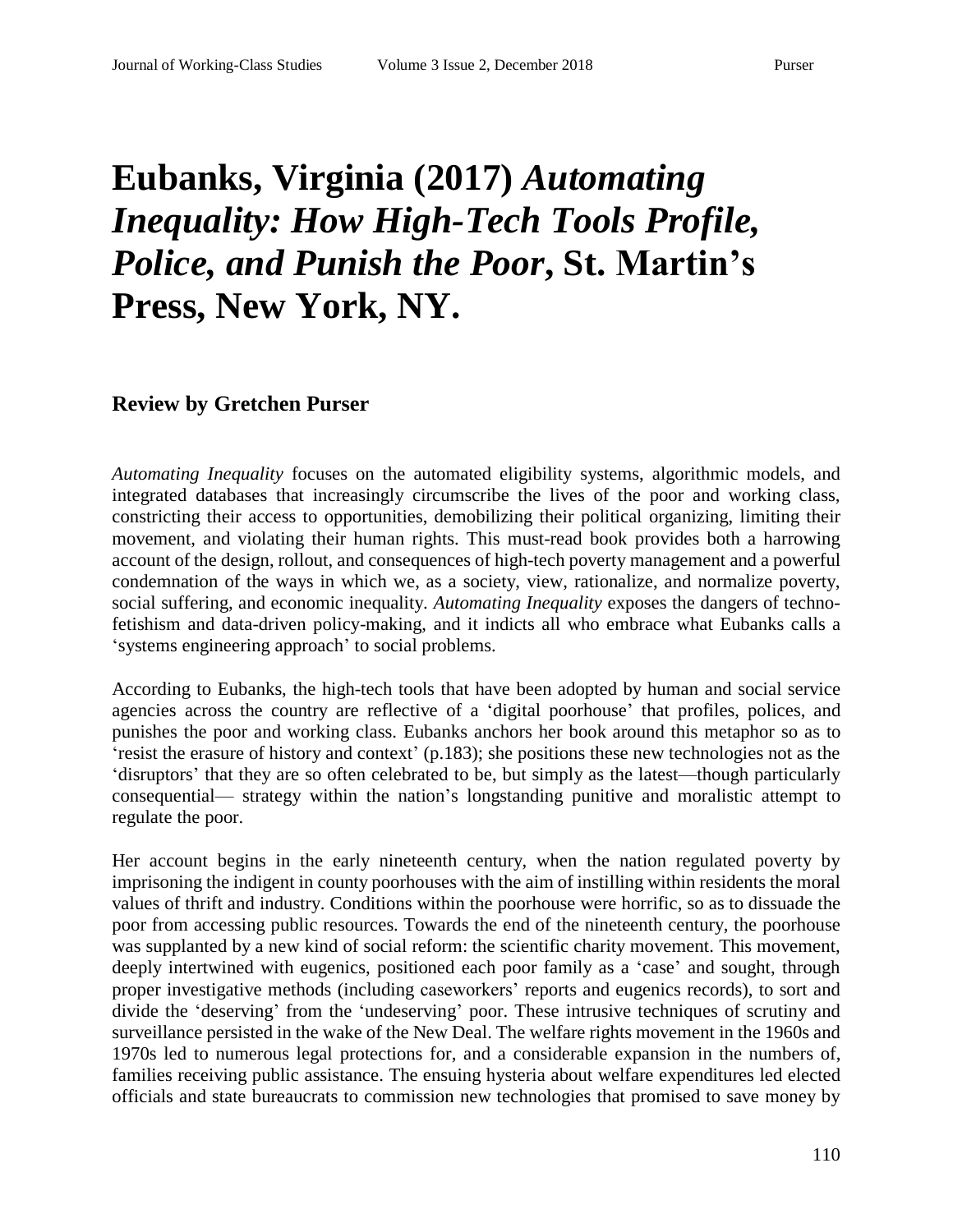# Eubanks, Virginia (2017) *Automating Inequality: How High-Tech Tools Profile, Police, and Punish the Poor*, St. Martin's Press, New York, NY.

### Review by Gretchen Purser

*Automating Inequality* focuses on the automated eligibility systems, algorithmic models, and integrated databases that increasingly circumscribe the lives of the poor and working class, constricting their access to opportunities, demobilizing their political organizing, limiting their movement, and violating their human rights. This must-read book provides both a harrowing account of the design, rollout, and consequences of high-tech poverty management and a powerful condemnation of the ways in which we, as a society, view, rationalize, and normalize poverty, social suffering, and economic inequality. *Automating Inequality* exposes the dangers of techno-fetishism and data-driven policy-making, and it indicts all who embrace what Eubanks calls a 'systems engineering approach' to social problems.

According to Eubanks, the high-tech tools that have been adopted by human and social service agencies across the country are reflective of a 'digital poorhouse' that profiles, polices, and punishes the poor and working class. Eubanks anchors her book around this metaphor so as to 'resist the erasure of history and context' (p.183); she positions these new technologies not as the 'disruptors' that they are so often celebrated to be, but simply as the latest—though particularly consequential— strategy within the nation's longstanding punitive and moralistic attempt to regulate the poor.

Her account begins in the early nineteenth century, when the nation regulated poverty by imprisoning the indigent in county poorhouses with the aim of instilling within residents the moral values of thrift and industry. Conditions within the poorhouse were horrific, so as to dissuade the poor from accessing public resources. Towards the end of the nineteenth century, the poorhouse was supplanted by a new kind of social reform: the scientific charity movement. This movement, deeply intertwined with eugenics, positioned each poor family as a 'case' and sought, through proper investigative methods (including caseworkers' reports and eugenics records), to sort and divide the 'deserving' from the 'undeserving' poor. These intrusive techniques of scrutiny and surveillance persisted in the wake of the New Deal. The welfare rights movement in the 1960s and 1970s led to numerous legal protections for, and a considerable expansion in the numbers of, families receiving public assistance. The ensuing hysteria about welfare expenditures led elected officials and state bureaucrats to commission new technologies that promised to save money by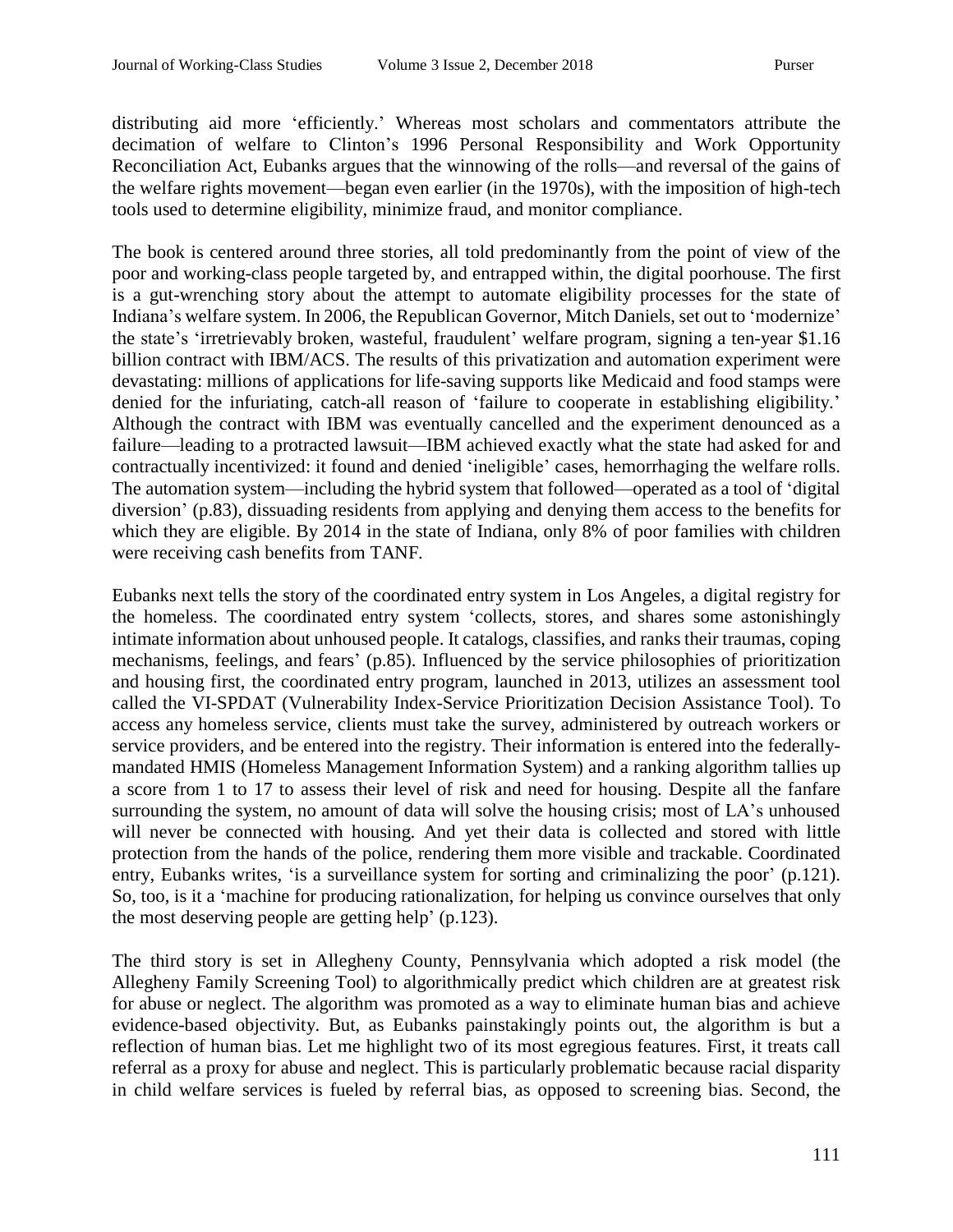distributing aid more 'efficiently.' Whereas most scholars and commentators attribute the decimation of welfare to Clinton's 1996 Personal Responsibility and Work Opportunity Reconciliation Act, Eubanks argues that the winnowing of the rolls—and reversal of the gains of the welfare rights movement—began even earlier (in the 1970s), with the imposition of high-tech tools used to determine eligibility, minimize fraud, and monitor compliance.

The book is centered around three stories, all told predominantly from the point of view of the poor and working-class people targeted by, and entrapped within, the digital poorhouse. The first is a gut-wrenching story about the attempt to automate eligibility processes for the state of Indiana's welfare system. In 2006, the Republican Governor, Mitch Daniels, set out to 'modernize' the state's 'irretrievably broken, wasteful, fraudulent' welfare program, signing a ten-year $1.16 billion contract with IBM/ACS. The results of this privatization and automation experiment were devastating: millions of applications for life-saving supports like Medicaid and food stamps were denied for the infuriating, catch-all reason of 'failure to cooperate in establishing eligibility.' Although the contract with IBM was eventually cancelled and the experiment denounced as a failure—leading to a protracted lawsuit—IBM achieved exactly what the state had asked for and contractually incentivized: it found and denied 'ineligible' cases, hemorrhaging the welfare rolls. The automation system—including the hybrid system that followed—operated as a tool of 'digital diversion' (p.83), dissuading residents from applying and denying them access to the benefits for which they are eligible. By 2014 in the state of Indiana, only 8% of poor families with children were receiving cash benefits from TANF.

Eubanks next tells the story of the coordinated entry system in Los Angeles, a digital registry for the homeless. The coordinated entry system 'collects, stores, and shares some astonishingly intimate information about unhoused people. It catalogs, classifies, and ranks their traumas, coping mechanisms, feelings, and fears' (p.85). Influenced by the service philosophies of prioritization and housing first, the coordinated entry program, launched in 2013, utilizes an assessment tool called the VI-SPDAT (Vulnerability Index-Service Prioritization Decision Assistance Tool). To access any homeless service, clients must take the survey, administered by outreach workers or service providers, and be entered into the registry. Their information is entered into the federally-mandated HMIS (Homeless Management Information System) and a ranking algorithm tallies up a score from 1 to 17 to assess their level of risk and need for housing. Despite all the fanfare surrounding the system, no amount of data will solve the housing crisis; most of LA's unhoused will never be connected with housing. And yet their data is collected and stored with little protection from the hands of the police, rendering them more visible and trackable. Coordinated entry, Eubanks writes, 'is a surveillance system for sorting and criminalizing the poor' (p.121). So, too, is it a 'machine for producing rationalization, for helping us convince ourselves that only the most deserving people are getting help' (p.123).

The third story is set in Allegheny County, Pennsylvania which adopted a risk model (the Allegheny Family Screening Tool) to algorithmically predict which children are at greatest risk for abuse or neglect. The algorithm was promoted as a way to eliminate human bias and achieve evidence-based objectivity. But, as Eubanks painstakingly points out, the algorithm is but a reflection of human bias. Let me highlight two of its most egregious features. First, it treats call referral as a proxy for abuse and neglect. This is particularly problematic because racial disparity in child welfare services is fueled by referral bias, as opposed to screening bias. Second, the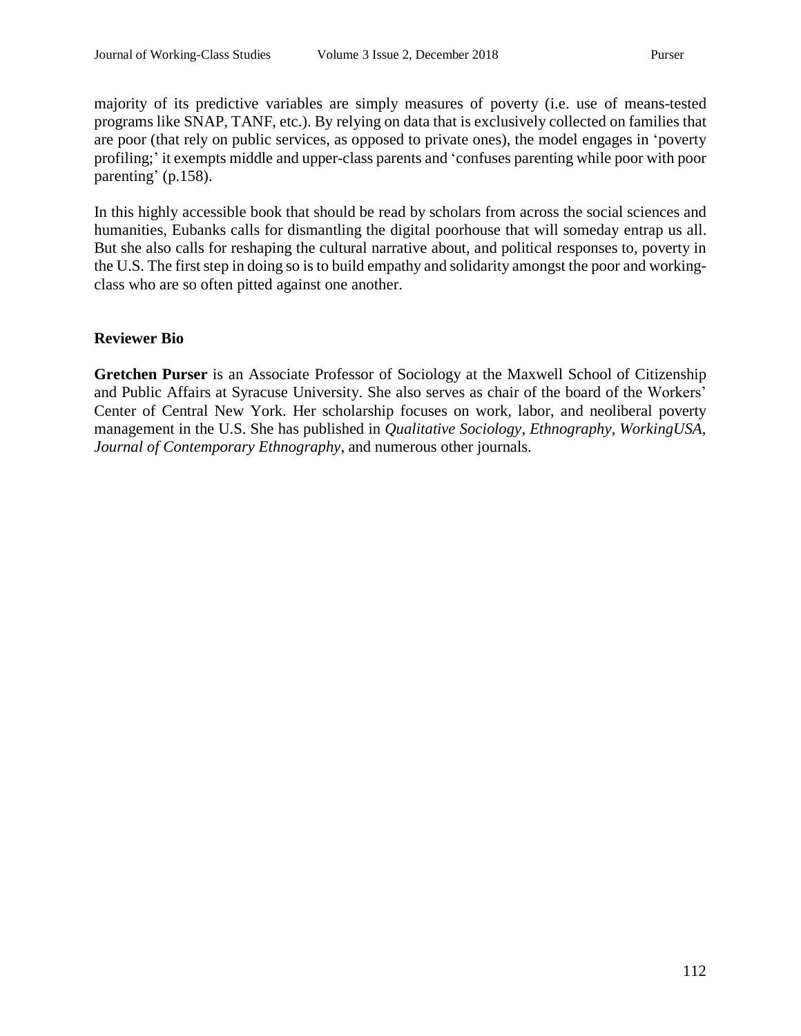majority of its predictive variables are simply measures of poverty (i.e. use of means-tested programs like SNAP, TANF, etc.). By relying on data that is exclusively collected on families that are poor (that rely on public services, as opposed to private ones), the model engages in 'poverty profiling;' it exempts middle and upper-class parents and 'confuses parenting while poor with poor parenting' (p.158).

In this highly accessible book that should be read by scholars from across the social sciences and humanities, Eubanks calls for dismantling the digital poorhouse that will someday entrap us all. But she also calls for reshaping the cultural narrative about, and political responses to, poverty in the U.S. The first step in doing so is to build empathy and solidarity amongst the poor and working-class who are so often pitted against one another.

## Reviewer Bio

**Gretchen Purser** is an Associate Professor of Sociology at the Maxwell School of Citizenship and Public Affairs at Syracuse University. She also serves as chair of the board of the Workers' Center of Central New York. Her scholarship focuses on work, labor, and neoliberal poverty management in the U.S. She has published in *Qualitative Sociology*, *Ethnography*, *WorkingUSA*, *Journal of Contemporary Ethnography*, and numerous other journals.